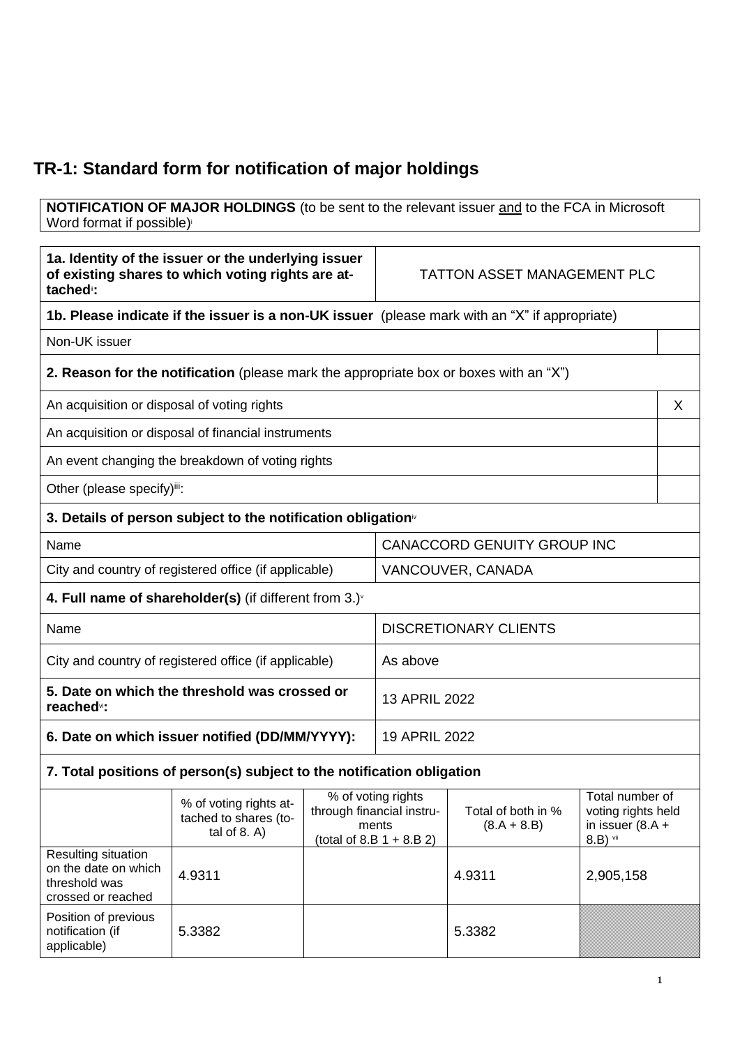# TR-1: Standard form for notification of major holdings

| **NOTIFICATION OF MAJOR HOLDINGS** (to be sent to the relevant issuer and to the FCA in Microsoft Word format if possible)[i] |
|---|

| | |
|---|---|
| **1a. Identity of the issuer or the underlying issuer of existing shares to which voting rights are attached[ii]:** | TATTON ASSET MANAGEMENT PLC |
| **1b. Please indicate if the issuer is a non-UK issuer** (please mark with an "X" if appropriate) | |
| Non-UK issuer | |
| **2. Reason for the notification** (please mark the appropriate box or boxes with an "X") | |
| An acquisition or disposal of voting rights | X |
| An acquisition or disposal of financial instruments | |
| An event changing the breakdown of voting rights | |
| Other (please specify)[iii]: | |
| **3. Details of person subject to the notification obligation[iv]** | |
| Name | CANACCORD GENUITY GROUP INC |
| City and country of registered office (if applicable) | VANCOUVER, CANADA |
| **4. Full name of shareholder(s)** (if different from 3.)[v] | |
| Name | DISCRETIONARY CLIENTS |
| City and country of registered office (if applicable) | As above |
| **5. Date on which the threshold was crossed or reached[vi]:** | 13 APRIL 2022 |
| **6. Date on which issuer notified (DD/MM/YYYY):** | 19 APRIL 2022 |

**7. Total positions of person(s) subject to the notification obligation**

| | % of voting rights attached to shares (total of 8. A) | % of voting rights through financial instruments (total of 8.B 1 + 8.B 2) | Total of both in % (8.A + 8.B) | Total number of voting rights held in issuer (8.A + 8.B) [vii] |
|---|---|---|---|---|
| Resulting situation on the date on which threshold was crossed or reached | 4.9311 | | 4.9311 | 2,905,158 |
| Position of previous notification (if applicable) | 5.3382 | | 5.3382 | |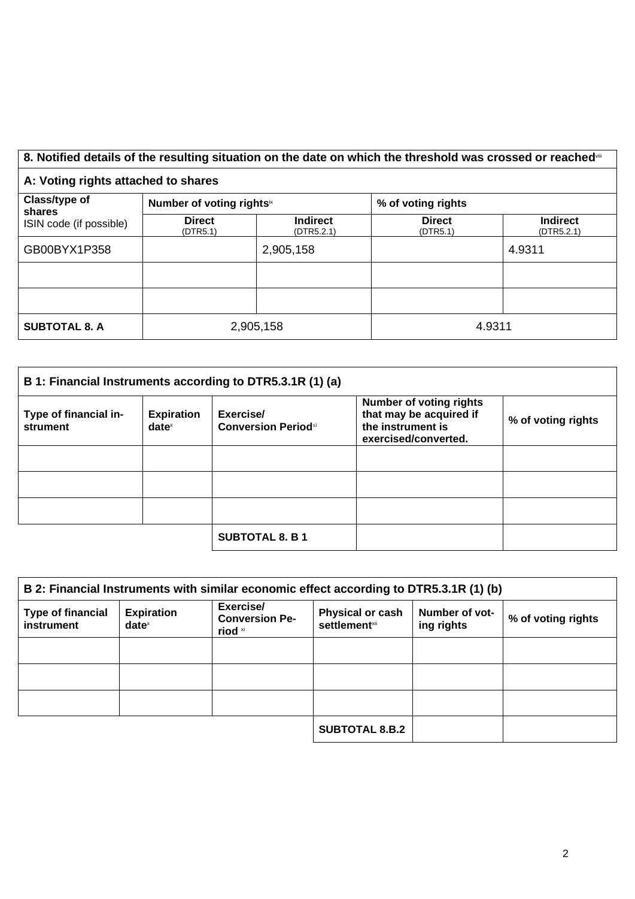## 8. Notified details of the resulting situation on the date on which the threshold was crossed or reached[viii]

| A: Voting rights attached to shares | | | | |
|---|---|---|---|---|
| **Class/type of shares** ISIN code (if possible) | **Number of voting rights**[ix] | | **% of voting rights** | |
| | **Direct** (DTR5.1) | **Indirect** (DTR5.2.1) | **Direct** (DTR5.1) | **Indirect** (DTR5.2.1) |
| GB00BYX1P358 | | 2,905,158 | | 4.9311 |
| | | | | |
| | | | | |
| **SUBTOTAL 8. A** | 2,905,158 | | 4.9311 | |

| B 1: Financial Instruments according to DTR5.3.1R (1) (a) | | | | |
|---|---|---|---|---|
| **Type of financial instrument** | **Expiration date**[x] | **Exercise/ Conversion Period**[xi] | **Number of voting rights that may be acquired if the instrument is exercised/converted.** | **% of voting rights** |
| | | | | |
| | | | | |
| | | | | |
| | | **SUBTOTAL 8. B 1** | | |

| B 2: Financial Instruments with similar economic effect according to DTR5.3.1R (1) (b) | | | | | |
|---|---|---|---|---|---|
| **Type of financial instrument** | **Expiration date**[x] | **Exercise/ Conversion Period** [xi] | **Physical or cash settlement**[xii] | **Number of voting rights** | **% of voting rights** |
| | | | | | |
| | | | | | |
| | | | | | |
| | | | **SUBTOTAL 8.B.2** | | |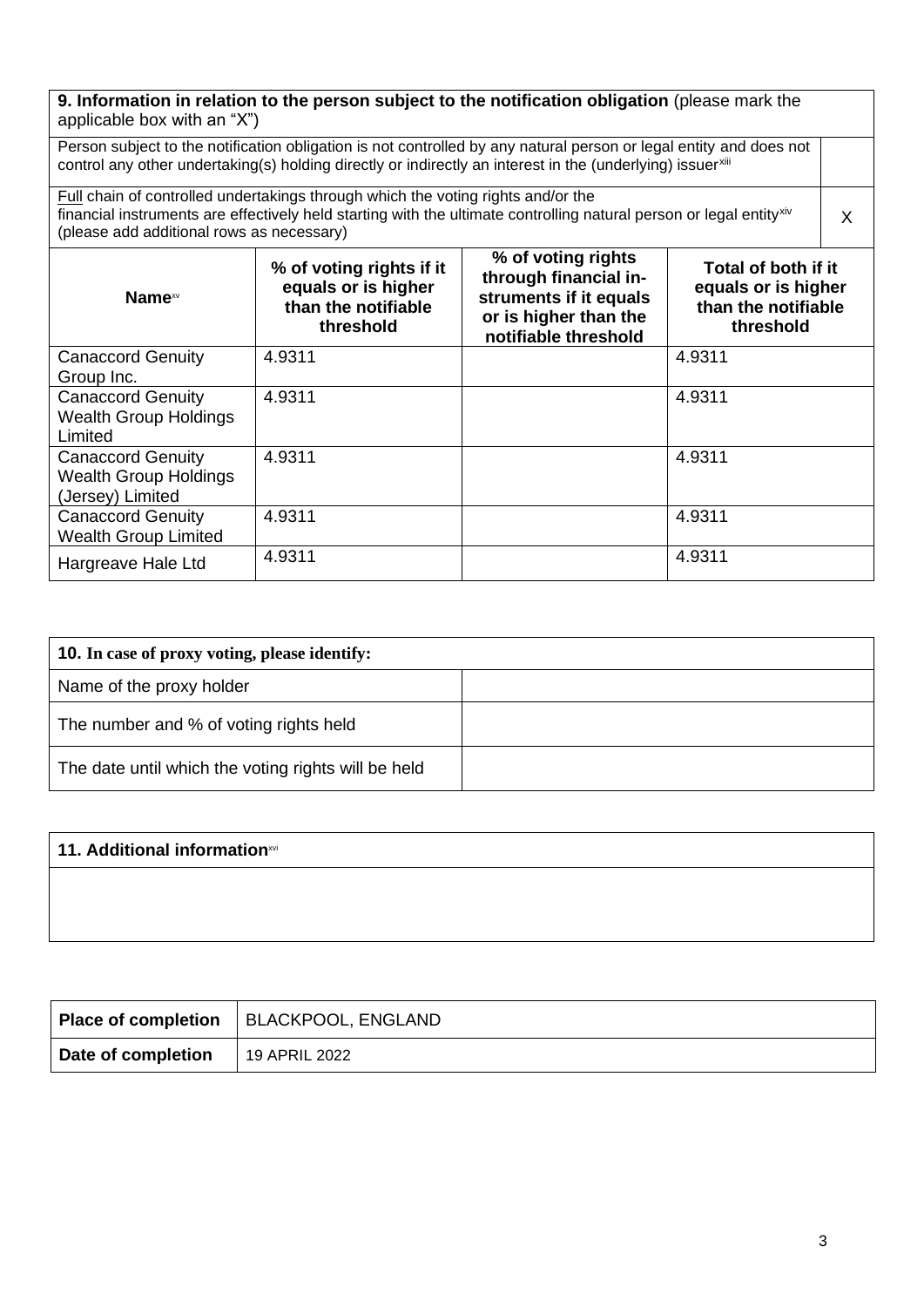**9. Information in relation to the person subject to the notification obligation** (please mark the applicable box with an "X")

| | |
|---|---|
| Person subject to the notification obligation is not controlled by any natural person or legal entity and does not control any other undertaking(s) holding directly or indirectly an interest in the (underlying) issuer[xiii] | |
| Full chain of controlled undertakings through which the voting rights and/or the financial instruments are effectively held starting with the ultimate controlling natural person or legal entity[xiv] (please add additional rows as necessary) | X |

| Name[xv] | % of voting rights if it equals or is higher than the notifiable threshold | % of voting rights through financial instruments if it equals or is higher than the notifiable threshold | Total of both if it equals or is higher than the notifiable threshold |
|---|---|---|---|
| Canaccord Genuity Group Inc. | 4.9311 | | 4.9311 |
| Canaccord Genuity Wealth Group Holdings Limited | 4.9311 | | 4.9311 |
| Canaccord Genuity Wealth Group Holdings (Jersey) Limited | 4.9311 | | 4.9311 |
| Canaccord Genuity Wealth Group Limited | 4.9311 | | 4.9311 |
| Hargreave Hale Ltd | 4.9311 | | 4.9311 |

| **10. In case of proxy voting, please identify:** | |
|---|---|
| Name of the proxy holder | |
| The number and % of voting rights held | |
| The date until which the voting rights will be held | |

**11. Additional information**[xvi]

| | |
|---|---|
| **Place of completion** | BLACKPOOL, ENGLAND |
| **Date of completion** | 19 APRIL 2022 |